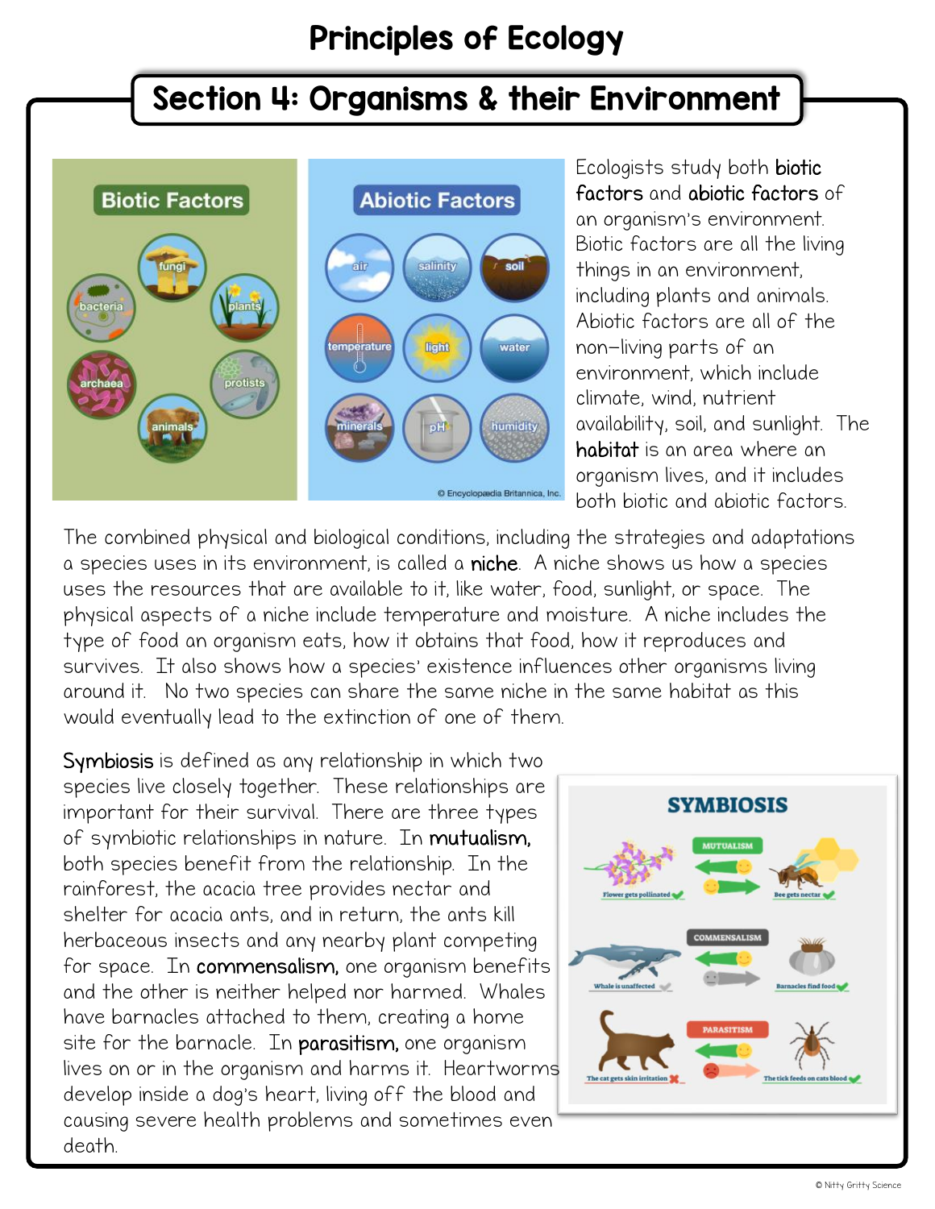# Principles of Ecology

## Section 4: Organisms & their Environment

Ecologists study both **biotic factors** and **abiotic factors** of an organism's environment. Biotic factors are all the living things in an environment, including plants and animals. Abiotic factors are all of the non-living parts of an environment, which include climate, wind, nutrient availability, soil, and sunlight. The **habitat** is an area where an organism lives, and it includes both biotic and abiotic factors.

The combined physical and biological conditions, including the strategies and adaptations a species uses in its environment, is called a **niche**. A niche shows us how a species uses the resources that are available to it, like water, food, sunlight, or space. The physical aspects of a niche include temperature and moisture. A niche includes the type of food an organism eats, how it obtains that food, how it reproduces and survives. It also shows how a species' existence influences other organisms living around it. No two species can share the same niche in the same habitat as this would eventually lead to the extinction of one of them.

**Symbiosis** is defined as any relationship in which two species live closely together. These relationships are important for their survival. There are three types of symbiotic relationships in nature. In **mutualism,** both species benefit from the relationship. In the rainforest, the acacia tree provides nectar and shelter for acacia ants, and in return, the ants kill herbaceous insects and any nearby plant competing for space. In **commensalism,** one organism benefits and the other is neither helped nor harmed. Whales have barnacles attached to them, creating a home site for the barnacle. In **parasitism,** one organism lives on or in the organism and harms it. Heartworms develop inside a dog's heart, living off the blood and causing severe health problems and sometimes even death.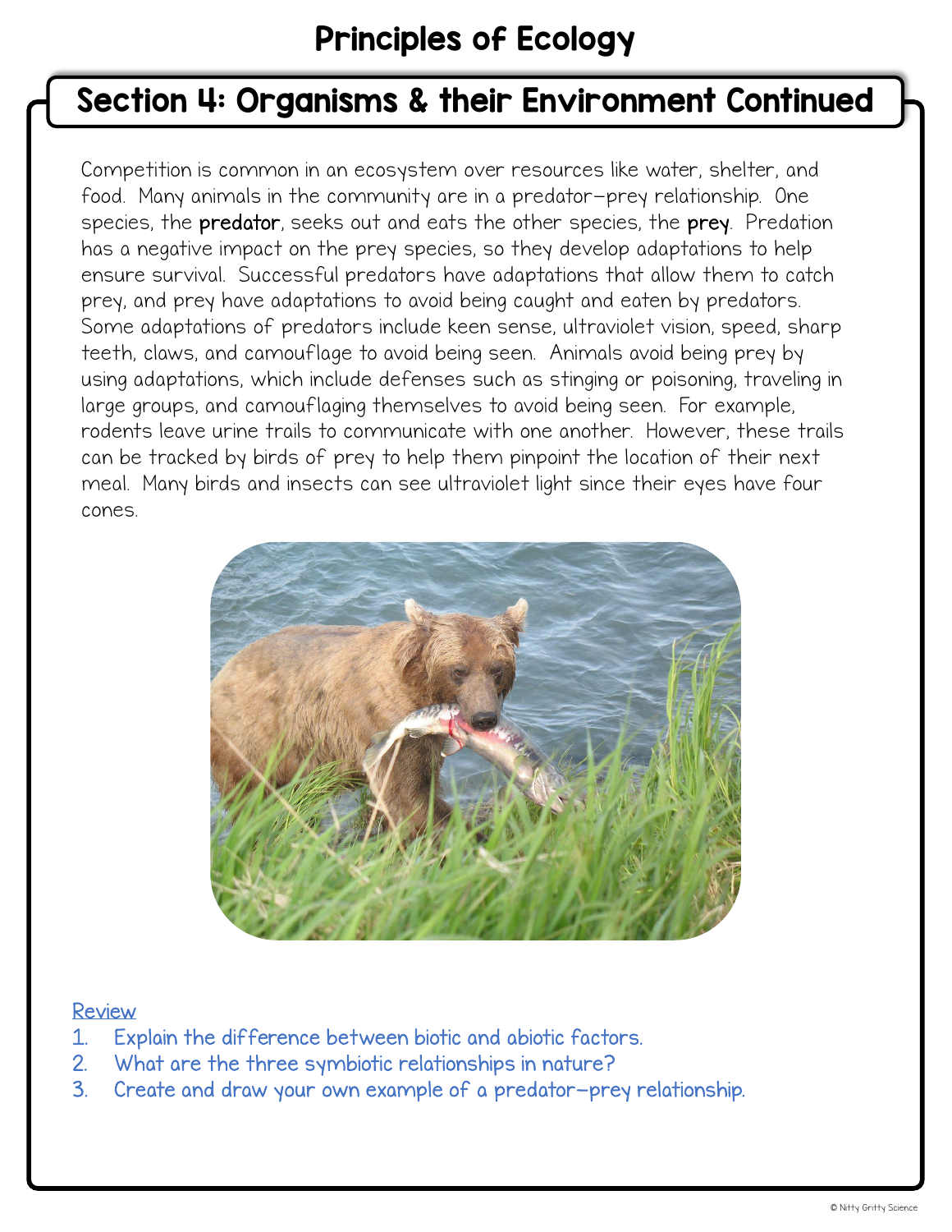# Principles of Ecology

## Section 4: Organisms & their Environment Continued

Competition is common in an ecosystem over resources like water, shelter, and food. Many animals in the community are in a predator-prey relationship. One species, the **predator**, seeks out and eats the other species, the **prey**. Predation has a negative impact on the prey species, so they develop adaptations to help ensure survival. Successful predators have adaptations that allow them to catch prey, and prey have adaptations to avoid being caught and eaten by predators. Some adaptations of predators include keen sense, ultraviolet vision, speed, sharp teeth, claws, and camouflage to avoid being seen. Animals avoid being prey by using adaptations, which include defenses such as stinging or poisoning, traveling in large groups, and camouflaging themselves to avoid being seen. For example, rodents leave urine trails to communicate with one another. However, these trails can be tracked by birds of prey to help them pinpoint the location of their next meal. Many birds and insects can see ultraviolet light since their eyes have four cones.

Review

1. Explain the difference between biotic and abiotic factors.
2. What are the three symbiotic relationships in nature?
3. Create and draw your own example of a predator-prey relationship.

© Nitty Gritty Science